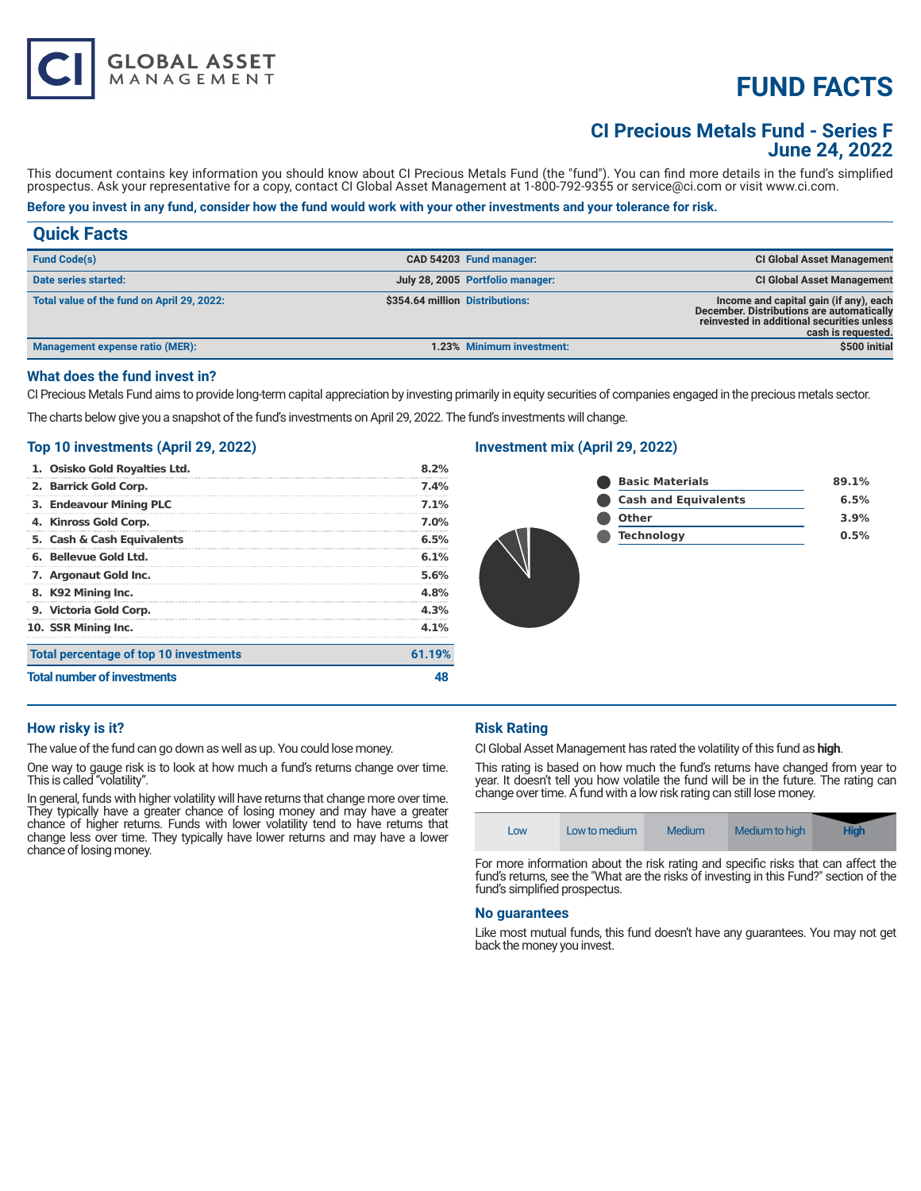# FUND FACTS

## CI Precious Metals Fund - Series F
## June 24, 2022

CI GLOBAL ASSET MANAGEMENT

This document contains key information you should know about CI Precious Metals Fund (the "fund"). You can find more details in the fund's simplified prospectus. Ask your representative for a copy, contact CI Global Asset Management at 1-800-792-9355 or service@ci.com or visit www.ci.com.

**Before you invest in any fund, consider how the fund would work with your other investments and your tolerance for risk.**

## Quick Facts

| | | | |
|---|---|---|---|
| **Fund Code(s)** | **CAD 54203** | **Fund manager:** | **CI Global Asset Management** |
| **Date series started:** | **July 28, 2005** | **Portfolio manager:** | **CI Global Asset Management** |
| **Total value of the fund on April 29, 2022:** | **$354.64 million** | **Distributions:** | **Income and capital gain (if any), each December. Distributions are automatically reinvested in additional securities unless cash is requested.** |
| **Management expense ratio (MER):** | **1.23%** | **Minimum investment:** | **$500 initial** |

### What does the fund invest in?

CI Precious Metals Fund aims to provide long-term capital appreciation by investing primarily in equity securities of companies engaged in the precious metals sector.

The charts below give you a snapshot of the fund's investments on April 29, 2022. The fund's investments will change.

### Top 10 investments (April 29, 2022)

| | |
|---|---|
| 1. Osisko Gold Royalties Ltd. | 8.2% |
| 2. Barrick Gold Corp. | 7.4% |
| 3. Endeavour Mining PLC | 7.1% |
| 4. Kinross Gold Corp. | 7.0% |
| 5. Cash & Cash Equivalents | 6.5% |
| 6. Bellevue Gold Ltd. | 6.1% |
| 7. Argonaut Gold Inc. | 5.6% |
| 8. K92 Mining Inc. | 4.8% |
| 9. Victoria Gold Corp. | 4.3% |
| 10. SSR Mining Inc. | 4.1% |
| **Total percentage of top 10 investments** | **61.19%** |
| **Total number of investments** | **48** |

### Investment mix (April 29, 2022)

| | |
|---|---|
| Basic Materials | 89.1% |
| Cash and Equivalents | 6.5% |
| Other | 3.9% |
| Technology | 0.5% |

### How risky is it?

The value of the fund can go down as well as up. You could lose money.

One way to gauge risk is to look at how much a fund's returns change over time. This is called "volatility".

In general, funds with higher volatility will have returns that change more over time. They typically have a greater chance of losing money and may have a greater chance of higher returns. Funds with lower volatility tend to have returns that change less over time. They typically have lower returns and may have a lower chance of losing money.

### Risk Rating

CI Global Asset Management has rated the volatility of this fund as **high**.

This rating is based on how much the fund's returns have changed from year to year. It doesn't tell you how volatile the fund will be in the future. The rating can change over time. A fund with a low risk rating can still lose money.

| Low | Low to medium | Medium | Medium to high | **High** |
|---|---|---|---|---|

For more information about the risk rating and specific risks that can affect the fund's returns, see the "What are the risks of investing in this Fund?" section of the fund's simplified prospectus.

### No guarantees

Like most mutual funds, this fund doesn't have any guarantees. You may not get back the money you invest.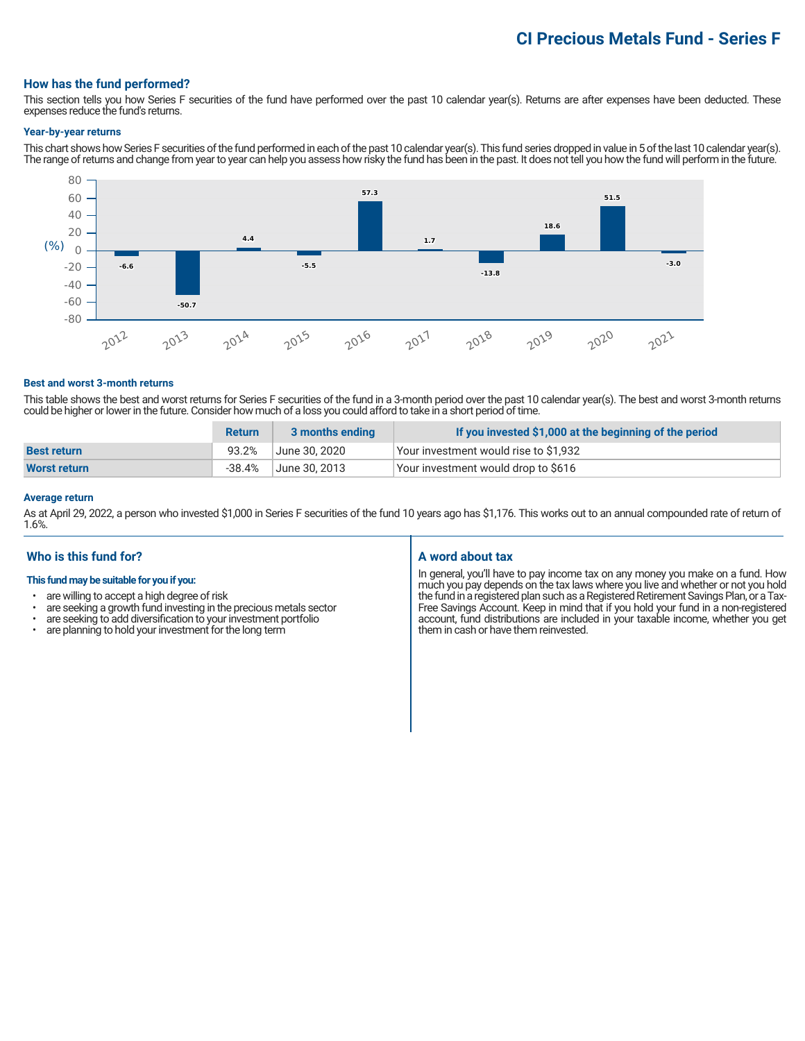# CI Precious Metals Fund - Series F

## How has the fund performed?

This section tells you how Series F securities of the fund have performed over the past 10 calendar year(s). Returns are after expenses have been deducted. These expenses reduce the fund's returns.

### Year-by-year returns

This chart shows how Series F securities of the fund performed in each of the past 10 calendar year(s). This fund series dropped in value in 5 of the last 10 calendar year(s). The range of returns and change from year to year can help you assess how risky the fund has been in the past. It does not tell you how the fund will perform in the future.

| Year | 2012 | 2013 | 2014 | 2015 | 2016 | 2017 | 2018 | 2019 | 2020 | 2021 |
|---|---|---|---|---|---|---|---|---|---|---|
| (%) | -6.6 | -50.7 | 4.4 | -5.5 | 57.3 | 1.7 | -13.8 | 18.6 | 51.5 | -3.0 |

### Best and worst 3-month returns

This table shows the best and worst returns for Series F securities of the fund in a 3-month period over the past 10 calendar year(s). The best and worst 3-month returns could be higher or lower in the future. Consider how much of a loss you could afford to take in a short period of time.

| | Return | 3 months ending | If you invested $1,000 at the beginning of the period |
|---|---|---|---|
| **Best return** | 93.2% | June 30, 2020 | Your investment would rise to $1,932 |
| **Worst return** | -38.4% | June 30, 2013 | Your investment would drop to $616 |

### Average return

As at April 29, 2022, a person who invested $1,000 in Series F securities of the fund 10 years ago has $1,176. This works out to an annual compounded rate of return of 1.6%.

## Who is this fund for?

**This fund may be suitable for you if you:**

- are willing to accept a high degree of risk
- are seeking a growth fund investing in the precious metals sector
- are seeking to add diversification to your investment portfolio
- are planning to hold your investment for the long term

## A word about tax

In general, you'll have to pay income tax on any money you make on a fund. How much you pay depends on the tax laws where you live and whether or not you hold the fund in a registered plan such as a Registered Retirement Savings Plan, or a Tax-Free Savings Account. Keep in mind that if you hold your fund in a non-registered account, fund distributions are included in your taxable income, whether you get them in cash or have them reinvested.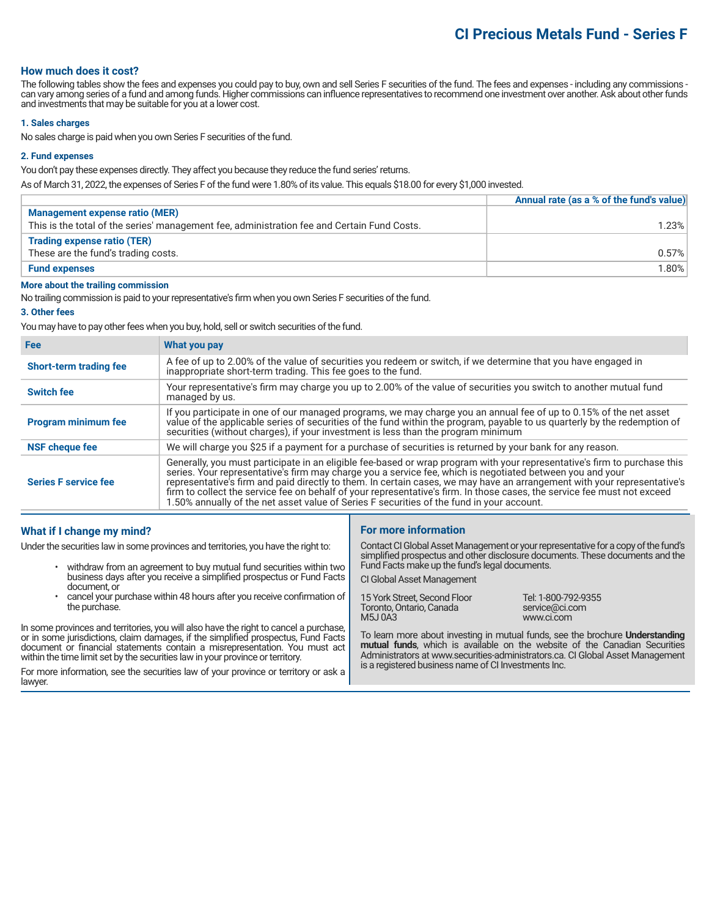## How much does it cost?

The following tables show the fees and expenses you could pay to buy, own and sell Series F securities of the fund. The fees and expenses - including any commissions - can vary among series of a fund and among funds. Higher commissions can influence representatives to recommend one investment over another. Ask about other funds and investments that may be suitable for you at a lower cost.

### 1. Sales charges

No sales charge is paid when you own Series F securities of the fund.

### 2. Fund expenses

You don't pay these expenses directly. They affect you because they reduce the fund series' returns.

As of March 31, 2022, the expenses of Series F of the fund were 1.80% of its value. This equals $18.00 for every $1,000 invested.

| | Annual rate (as a % of the fund's value) |
|---|---|
| **Management expense ratio (MER)**<br>This is the total of the series' management fee, administration fee and Certain Fund Costs. | 1.23% |
| **Trading expense ratio (TER)**<br>These are the fund's trading costs. | 0.57% |
| **Fund expenses** | 1.80% |

#### More about the trailing commission

No trailing commission is paid to your representative's firm when you own Series F securities of the fund.

### 3. Other fees

You may have to pay other fees when you buy, hold, sell or switch securities of the fund.

| Fee | What you pay |
|---|---|
| **Short-term trading fee** | A fee of up to 2.00% of the value of securities you redeem or switch, if we determine that you have engaged in inappropriate short-term trading. This fee goes to the fund. |
| **Switch fee** | Your representative's firm may charge you up to 2.00% of the value of securities you switch to another mutual fund managed by us. |
| **Program minimum fee** | If you participate in one of our managed programs, we may charge you an annual fee of up to 0.15% of the net asset value of the applicable series of securities of the fund within the program, payable to us quarterly by the redemption of securities (without charges), if your investment is less than the program minimum |
| **NSF cheque fee** | We will charge you $25 if a payment for a purchase of securities is returned by your bank for any reason. |
| **Series F service fee** | Generally, you must participate in an eligible fee-based or wrap program with your representative's firm to purchase this series. Your representative's firm may charge you a service fee, which is negotiated between you and your representative's firm and paid directly to them. In certain cases, we may have an arrangement with your representative's firm to collect the service fee on behalf of your representative's firm. In those cases, the service fee must not exceed 1.50% annually of the net asset value of Series F securities of the fund in your account. |

## What if I change my mind?

Under the securities law in some provinces and territories, you have the right to:

- withdraw from an agreement to buy mutual fund securities within two business days after you receive a simplified prospectus or Fund Facts document, or
- cancel your purchase within 48 hours after you receive confirmation of the purchase.

In some provinces and territories, you will also have the right to cancel a purchase, or in some jurisdictions, claim damages, if the simplified prospectus, Fund Facts document or financial statements contain a misrepresentation. You must act within the time limit set by the securities law in your province or territory.

For more information, see the securities law of your province or territory or ask a lawyer.

## For more information

Contact CI Global Asset Management or your representative for a copy of the fund's simplified prospectus and other disclosure documents. These documents and the Fund Facts make up the fund's legal documents.

CI Global Asset Management

15 York Street, Second Floor
Toronto, Ontario, Canada
M5J 0A3

Tel: 1-800-792-9355
service@ci.com
www.ci.com

To learn more about investing in mutual funds, see the brochure **Understanding mutual funds**, which is available on the website of the Canadian Securities Administrators at www.securities-administrators.ca. CI Global Asset Management is a registered business name of CI Investments Inc.